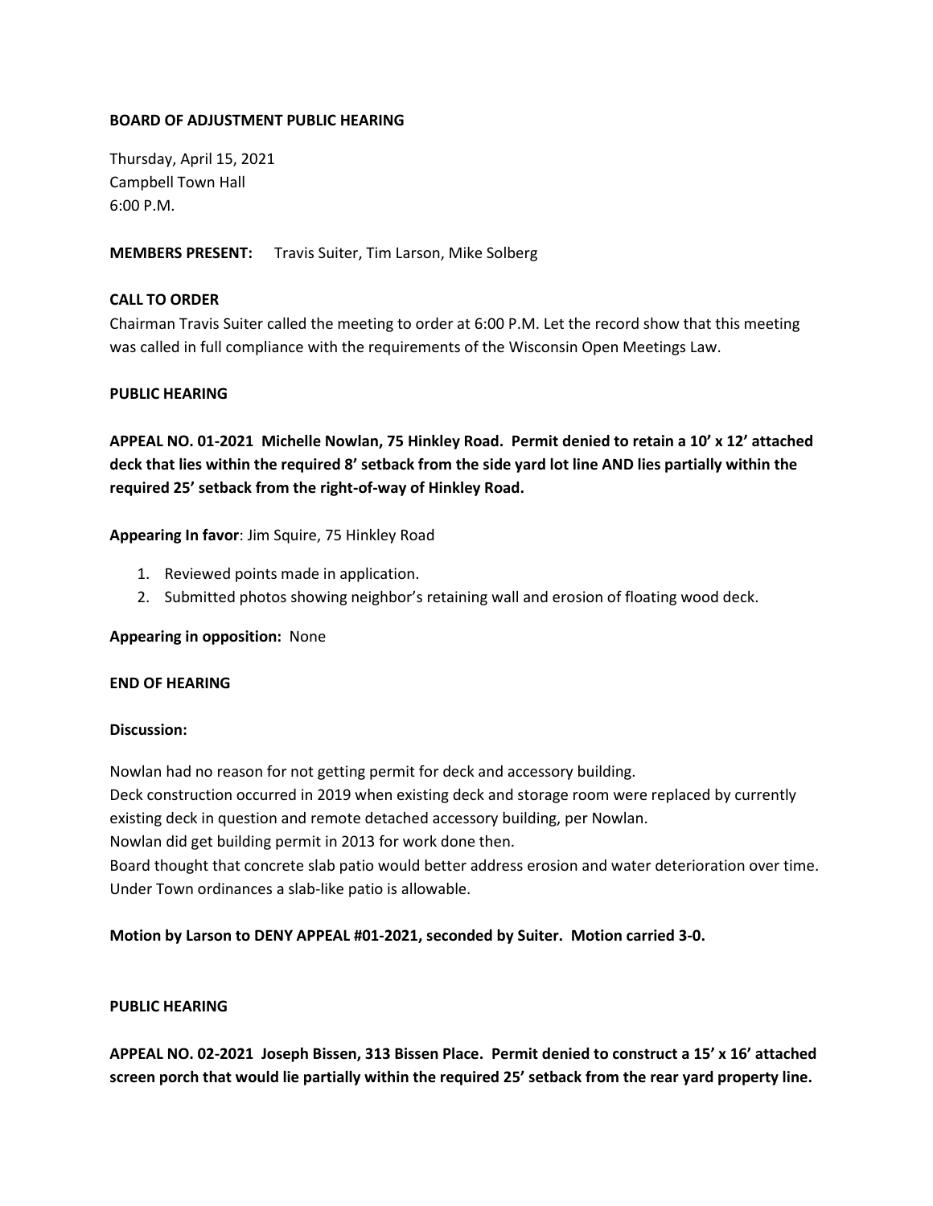**BOARD OF ADJUSTMENT PUBLIC HEARING**

Thursday, April 15, 2021
Campbell Town Hall
6:00 P.M.

**MEMBERS PRESENT:** Travis Suiter, Tim Larson, Mike Solberg

**CALL TO ORDER**

Chairman Travis Suiter called the meeting to order at 6:00 P.M. Let the record show that this meeting was called in full compliance with the requirements of the Wisconsin Open Meetings Law.

**PUBLIC HEARING**

**APPEAL NO. 01-2021 Michelle Nowlan, 75 Hinkley Road. Permit denied to retain a 10' x 12' attached deck that lies within the required 8' setback from the side yard lot line AND lies partially within the required 25' setback from the right-of-way of Hinkley Road.**

**Appearing In favor**: Jim Squire, 75 Hinkley Road

1. Reviewed points made in application.
2. Submitted photos showing neighbor's retaining wall and erosion of floating wood deck.

**Appearing in opposition:** None

**END OF HEARING**

**Discussion:**

Nowlan had no reason for not getting permit for deck and accessory building.
Deck construction occurred in 2019 when existing deck and storage room were replaced by currently existing deck in question and remote detached accessory building, per Nowlan.
Nowlan did get building permit in 2013 for work done then.
Board thought that concrete slab patio would better address erosion and water deterioration over time.
Under Town ordinances a slab-like patio is allowable.

**Motion by Larson to DENY APPEAL #01-2021, seconded by Suiter. Motion carried 3-0.**

**PUBLIC HEARING**

**APPEAL NO. 02-2021 Joseph Bissen, 313 Bissen Place. Permit denied to construct a 15' x 16' attached screen porch that would lie partially within the required 25' setback from the rear yard property line.**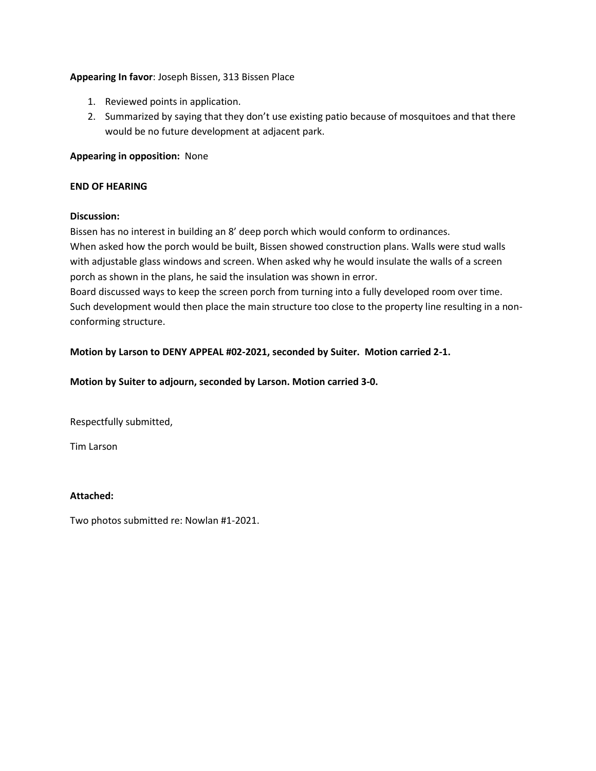**Appearing In favor**: Joseph Bissen, 313 Bissen Place

1. Reviewed points in application.
2. Summarized by saying that they don't use existing patio because of mosquitoes and that there would be no future development at adjacent park.

**Appearing in opposition:** None

**END OF HEARING**

**Discussion:**

Bissen has no interest in building an 8' deep porch which would conform to ordinances.
When asked how the porch would be built, Bissen showed construction plans. Walls were stud walls with adjustable glass windows and screen. When asked why he would insulate the walls of a screen porch as shown in the plans, he said the insulation was shown in error.
Board discussed ways to keep the screen porch from turning into a fully developed room over time. Such development would then place the main structure too close to the property line resulting in a non-conforming structure.

**Motion by Larson to DENY APPEAL #02-2021, seconded by Suiter. Motion carried 2-1.**

**Motion by Suiter to adjourn, seconded by Larson. Motion carried 3-0.**

Respectfully submitted,

Tim Larson

**Attached:**

Two photos submitted re: Nowlan #1-2021.